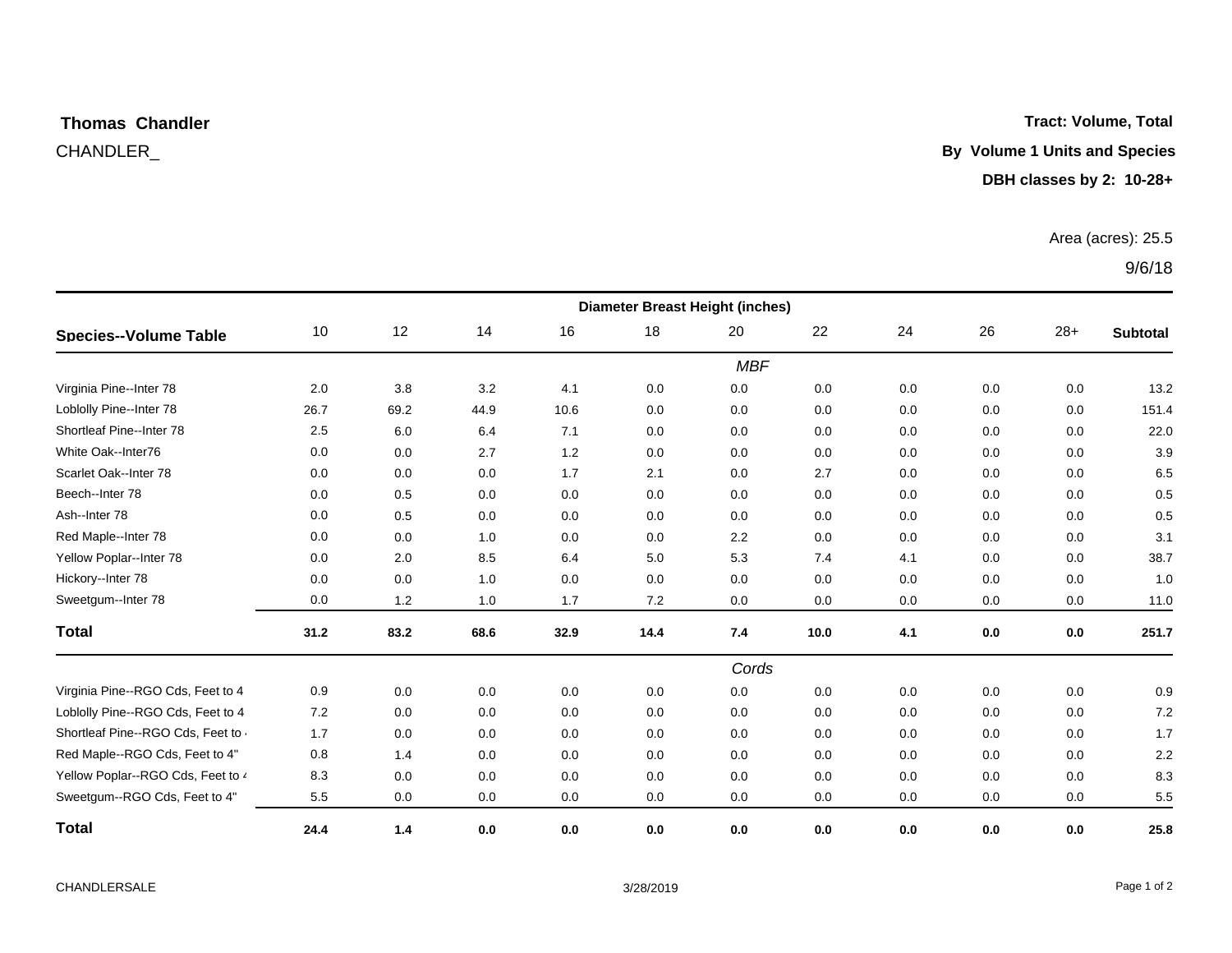**Thomas Chandler**

CHANDLER_

**Tract: Volume, Total**

**By Volume 1 Units and Species**

**DBH classes by 2: 10-28+**

Area (acres): 25.5

9/6/18

| Species--Volume Table | Diameter Breast Height (inches) | | | | | | | | | | |
|---|---|---|---|---|---|---|---|---|---|---|---|
| | 10 | 12 | 14 | 16 | 18 | 20 | 22 | 24 | 26 | 28+ | **Subtotal** |
| | | | | | | *MBF* | | | | | |
| Virginia Pine--Inter 78 | 2.0 | 3.8 | 3.2 | 4.1 | 0.0 | 0.0 | 0.0 | 0.0 | 0.0 | 0.0 | 13.2 |
| Loblolly Pine--Inter 78 | 26.7 | 69.2 | 44.9 | 10.6 | 0.0 | 0.0 | 0.0 | 0.0 | 0.0 | 0.0 | 151.4 |
| Shortleaf Pine--Inter 78 | 2.5 | 6.0 | 6.4 | 7.1 | 0.0 | 0.0 | 0.0 | 0.0 | 0.0 | 0.0 | 22.0 |
| White Oak--Inter76 | 0.0 | 0.0 | 2.7 | 1.2 | 0.0 | 0.0 | 0.0 | 0.0 | 0.0 | 0.0 | 3.9 |
| Scarlet Oak--Inter 78 | 0.0 | 0.0 | 0.0 | 1.7 | 2.1 | 0.0 | 2.7 | 0.0 | 0.0 | 0.0 | 6.5 |
| Beech--Inter 78 | 0.0 | 0.5 | 0.0 | 0.0 | 0.0 | 0.0 | 0.0 | 0.0 | 0.0 | 0.0 | 0.5 |
| Ash--Inter 78 | 0.0 | 0.5 | 0.0 | 0.0 | 0.0 | 0.0 | 0.0 | 0.0 | 0.0 | 0.0 | 0.5 |
| Red Maple--Inter 78 | 0.0 | 0.0 | 1.0 | 0.0 | 0.0 | 2.2 | 0.0 | 0.0 | 0.0 | 0.0 | 3.1 |
| Yellow Poplar--Inter 78 | 0.0 | 2.0 | 8.5 | 6.4 | 5.0 | 5.3 | 7.4 | 4.1 | 0.0 | 0.0 | 38.7 |
| Hickory--Inter 78 | 0.0 | 0.0 | 1.0 | 0.0 | 0.0 | 0.0 | 0.0 | 0.0 | 0.0 | 0.0 | 1.0 |
| Sweetgum--Inter 78 | 0.0 | 1.2 | 1.0 | 1.7 | 7.2 | 0.0 | 0.0 | 0.0 | 0.0 | 0.0 | 11.0 |
| **Total** | **31.2** | **83.2** | **68.6** | **32.9** | **14.4** | **7.4** | **10.0** | **4.1** | **0.0** | **0.0** | **251.7** |
| | | | | | | *Cords* | | | | | |
| Virginia Pine--RGO Cds, Feet to 4 | 0.9 | 0.0 | 0.0 | 0.0 | 0.0 | 0.0 | 0.0 | 0.0 | 0.0 | 0.0 | 0.9 |
| Loblolly Pine--RGO Cds, Feet to 4 | 7.2 | 0.0 | 0.0 | 0.0 | 0.0 | 0.0 | 0.0 | 0.0 | 0.0 | 0.0 | 7.2 |
| Shortleaf Pine--RGO Cds, Feet to 4 | 1.7 | 0.0 | 0.0 | 0.0 | 0.0 | 0.0 | 0.0 | 0.0 | 0.0 | 0.0 | 1.7 |
| Red Maple--RGO Cds, Feet to 4" | 0.8 | 1.4 | 0.0 | 0.0 | 0.0 | 0.0 | 0.0 | 0.0 | 0.0 | 0.0 | 2.2 |
| Yellow Poplar--RGO Cds, Feet to 4 | 8.3 | 0.0 | 0.0 | 0.0 | 0.0 | 0.0 | 0.0 | 0.0 | 0.0 | 0.0 | 8.3 |
| Sweetgum--RGO Cds, Feet to 4" | 5.5 | 0.0 | 0.0 | 0.0 | 0.0 | 0.0 | 0.0 | 0.0 | 0.0 | 0.0 | 5.5 |
| **Total** | **24.4** | **1.4** | **0.0** | **0.0** | **0.0** | **0.0** | **0.0** | **0.0** | **0.0** | **0.0** | **25.8** |

CHANDLERSALE

3/28/2019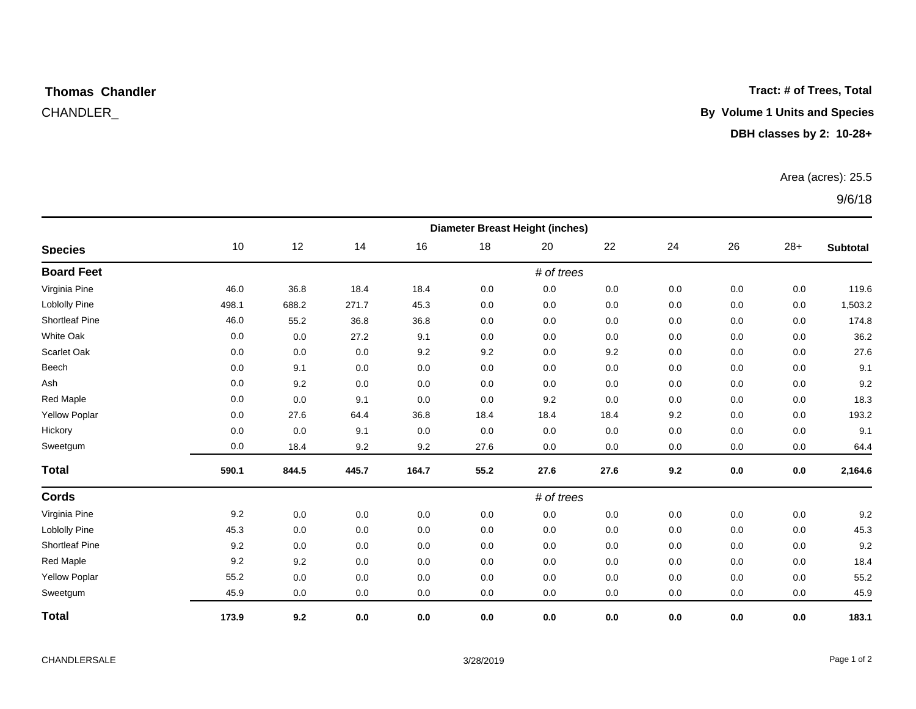**Thomas Chandler**

CHANDLER_

**Tract: # of Trees, Total**

**By Volume 1 Units and Species**

**DBH classes by 2: 10-28+**

Area (acres): 25.5

9/6/18

| | Diameter Breast Height (inches) | | | | | | | | | | |
|---|---|---|---|---|---|---|---|---|---|---|---|
| **Species** | 10 | 12 | 14 | 16 | 18 | 20 | 22 | 24 | 26 | 28+ | **Subtotal** |
| **Board Feet** | | | | | | *# of trees* | | | | | |
| Virginia Pine | 46.0 | 36.8 | 18.4 | 18.4 | 0.0 | 0.0 | 0.0 | 0.0 | 0.0 | 0.0 | 119.6 |
| Loblolly Pine | 498.1 | 688.2 | 271.7 | 45.3 | 0.0 | 0.0 | 0.0 | 0.0 | 0.0 | 0.0 | 1,503.2 |
| Shortleaf Pine | 46.0 | 55.2 | 36.8 | 36.8 | 0.0 | 0.0 | 0.0 | 0.0 | 0.0 | 0.0 | 174.8 |
| White Oak | 0.0 | 0.0 | 27.2 | 9.1 | 0.0 | 0.0 | 0.0 | 0.0 | 0.0 | 0.0 | 36.2 |
| Scarlet Oak | 0.0 | 0.0 | 0.0 | 9.2 | 9.2 | 0.0 | 9.2 | 0.0 | 0.0 | 0.0 | 27.6 |
| Beech | 0.0 | 9.1 | 0.0 | 0.0 | 0.0 | 0.0 | 0.0 | 0.0 | 0.0 | 0.0 | 9.1 |
| Ash | 0.0 | 9.2 | 0.0 | 0.0 | 0.0 | 0.0 | 0.0 | 0.0 | 0.0 | 0.0 | 9.2 |
| Red Maple | 0.0 | 0.0 | 9.1 | 0.0 | 0.0 | 9.2 | 0.0 | 0.0 | 0.0 | 0.0 | 18.3 |
| Yellow Poplar | 0.0 | 27.6 | 64.4 | 36.8 | 18.4 | 18.4 | 18.4 | 9.2 | 0.0 | 0.0 | 193.2 |
| Hickory | 0.0 | 0.0 | 9.1 | 0.0 | 0.0 | 0.0 | 0.0 | 0.0 | 0.0 | 0.0 | 9.1 |
| Sweetgum | 0.0 | 18.4 | 9.2 | 9.2 | 27.6 | 0.0 | 0.0 | 0.0 | 0.0 | 0.0 | 64.4 |
| **Total** | **590.1** | **844.5** | **445.7** | **164.7** | **55.2** | **27.6** | **27.6** | **9.2** | **0.0** | **0.0** | **2,164.6** |
| **Cords** | | | | | | *# of trees* | | | | | |
| Virginia Pine | 9.2 | 0.0 | 0.0 | 0.0 | 0.0 | 0.0 | 0.0 | 0.0 | 0.0 | 0.0 | 9.2 |
| Loblolly Pine | 45.3 | 0.0 | 0.0 | 0.0 | 0.0 | 0.0 | 0.0 | 0.0 | 0.0 | 0.0 | 45.3 |
| Shortleaf Pine | 9.2 | 0.0 | 0.0 | 0.0 | 0.0 | 0.0 | 0.0 | 0.0 | 0.0 | 0.0 | 9.2 |
| Red Maple | 9.2 | 9.2 | 0.0 | 0.0 | 0.0 | 0.0 | 0.0 | 0.0 | 0.0 | 0.0 | 18.4 |
| Yellow Poplar | 55.2 | 0.0 | 0.0 | 0.0 | 0.0 | 0.0 | 0.0 | 0.0 | 0.0 | 0.0 | 55.2 |
| Sweetgum | 45.9 | 0.0 | 0.0 | 0.0 | 0.0 | 0.0 | 0.0 | 0.0 | 0.0 | 0.0 | 45.9 |
| **Total** | **173.9** | **9.2** | **0.0** | **0.0** | **0.0** | **0.0** | **0.0** | **0.0** | **0.0** | **0.0** | **183.1** |

CHANDLERSALE

3/28/2019